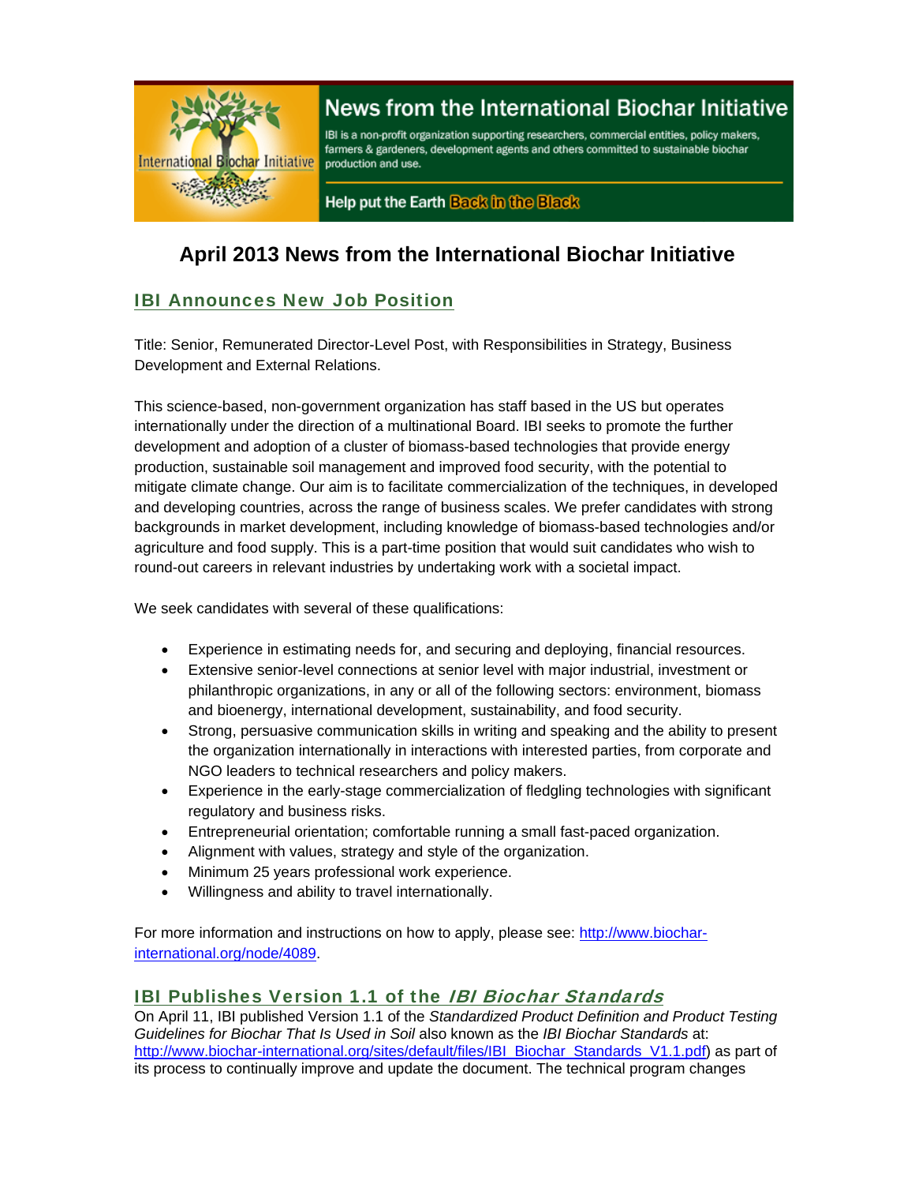News from the International Biochar Initiative

IBI is a non-profit organization supporting researchers, commercial entities, policy makers, farmers & gardeners, development agents and others committed to sustainable biochar production and use.

Help put the Earth Back in the Black

# April 2013 News from the International Biochar Initiative

## IBI Announces New Job Position

Title: Senior, Remunerated Director-Level Post, with Responsibilities in Strategy, Business Development and External Relations.

This science-based, non-government organization has staff based in the US but operates internationally under the direction of a multinational Board. IBI seeks to promote the further development and adoption of a cluster of biomass-based technologies that provide energy production, sustainable soil management and improved food security, with the potential to mitigate climate change. Our aim is to facilitate commercialization of the techniques, in developed and developing countries, across the range of business scales. We prefer candidates with strong backgrounds in market development, including knowledge of biomass-based technologies and/or agriculture and food supply. This is a part-time position that would suit candidates who wish to round-out careers in relevant industries by undertaking work with a societal impact.

We seek candidates with several of these qualifications:

- Experience in estimating needs for, and securing and deploying, financial resources.
- Extensive senior-level connections at senior level with major industrial, investment or philanthropic organizations, in any or all of the following sectors: environment, biomass and bioenergy, international development, sustainability, and food security.
- Strong, persuasive communication skills in writing and speaking and the ability to present the organization internationally in interactions with interested parties, from corporate and NGO leaders to technical researchers and policy makers.
- Experience in the early-stage commercialization of fledgling technologies with significant regulatory and business risks.
- Entrepreneurial orientation; comfortable running a small fast-paced organization.
- Alignment with values, strategy and style of the organization.
- Minimum 25 years professional work experience.
- Willingness and ability to travel internationally.

For more information and instructions on how to apply, please see: http://www.biochar-international.org/node/4089.

## IBI Publishes Version 1.1 of the *IBI Biochar Standards*

On April 11, IBI published Version 1.1 of the *Standardized Product Definition and Product Testing Guidelines for Biochar That Is Used in Soil* also known as the *IBI Biochar Standards* at: http://www.biochar-international.org/sites/default/files/IBI_Biochar_Standards_V1.1.pdf) as part of its process to continually improve and update the document. The technical program changes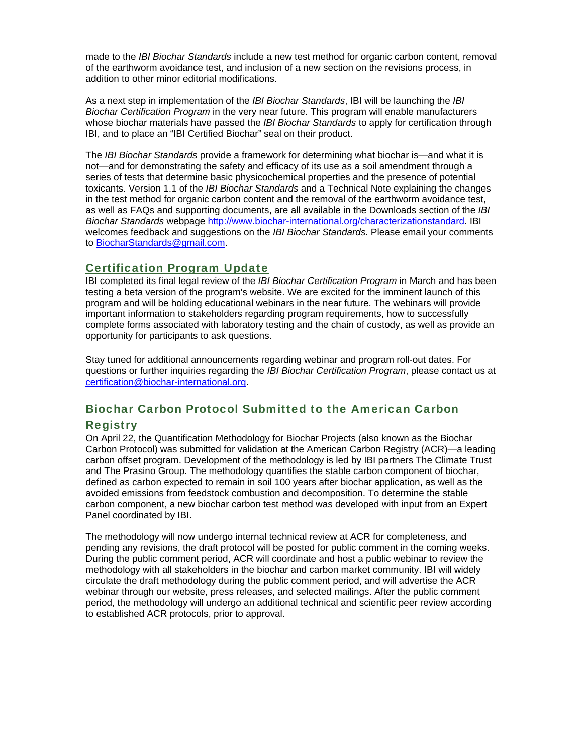made to the *IBI Biochar Standards* include a new test method for organic carbon content, removal of the earthworm avoidance test, and inclusion of a new section on the revisions process, in addition to other minor editorial modifications.

As a next step in implementation of the *IBI Biochar Standards*, IBI will be launching the *IBI Biochar Certification Program* in the very near future. This program will enable manufacturers whose biochar materials have passed the *IBI Biochar Standards* to apply for certification through IBI, and to place an "IBI Certified Biochar" seal on their product.

The *IBI Biochar Standards* provide a framework for determining what biochar is—and what it is not—and for demonstrating the safety and efficacy of its use as a soil amendment through a series of tests that determine basic physicochemical properties and the presence of potential toxicants. Version 1.1 of the *IBI Biochar Standards* and a Technical Note explaining the changes in the test method for organic carbon content and the removal of the earthworm avoidance test, as well as FAQs and supporting documents, are all available in the Downloads section of the *IBI Biochar Standards* webpage [http://www.biochar-international.org/characterizationstandard](http://www.biochar-international.org/characterizationstandard). IBI welcomes feedback and suggestions on the *IBI Biochar Standards*. Please email your comments to [BiocharStandards@gmail.com](mailto:BiocharStandards@gmail.com).

## Certification Program Update

IBI completed its final legal review of the *IBI Biochar Certification Program* in March and has been testing a beta version of the program's website. We are excited for the imminent launch of this program and will be holding educational webinars in the near future. The webinars will provide important information to stakeholders regarding program requirements, how to successfully complete forms associated with laboratory testing and the chain of custody, as well as provide an opportunity for participants to ask questions.

Stay tuned for additional announcements regarding webinar and program roll-out dates. For questions or further inquiries regarding the *IBI Biochar Certification Program*, please contact us at [certification@biochar-international.org](mailto:certification@biochar-international.org).

## Biochar Carbon Protocol Submitted to the American Carbon Registry

On April 22, the Quantification Methodology for Biochar Projects (also known as the Biochar Carbon Protocol) was submitted for validation at the American Carbon Registry (ACR)—a leading carbon offset program. Development of the methodology is led by IBI partners The Climate Trust and The Prasino Group. The methodology quantifies the stable carbon component of biochar, defined as carbon expected to remain in soil 100 years after biochar application, as well as the avoided emissions from feedstock combustion and decomposition. To determine the stable carbon component, a new biochar carbon test method was developed with input from an Expert Panel coordinated by IBI.

The methodology will now undergo internal technical review at ACR for completeness, and pending any revisions, the draft protocol will be posted for public comment in the coming weeks. During the public comment period, ACR will coordinate and host a public webinar to review the methodology with all stakeholders in the biochar and carbon market community. IBI will widely circulate the draft methodology during the public comment period, and will advertise the ACR webinar through our website, press releases, and selected mailings. After the public comment period, the methodology will undergo an additional technical and scientific peer review according to established ACR protocols, prior to approval.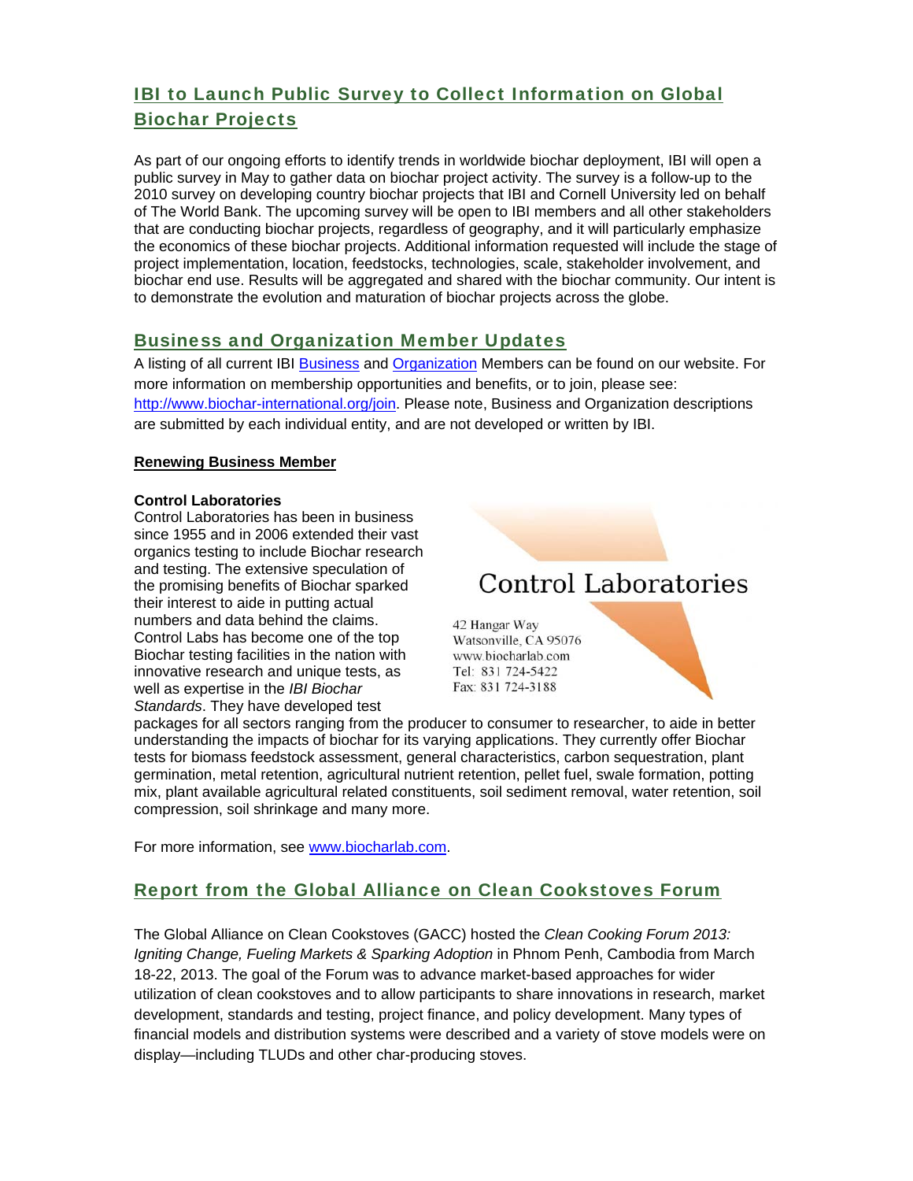## IBI to Launch Public Survey to Collect Information on Global Biochar Projects

As part of our ongoing efforts to identify trends in worldwide biochar deployment, IBI will open a public survey in May to gather data on biochar project activity. The survey is a follow-up to the 2010 survey on developing country biochar projects that IBI and Cornell University led on behalf of The World Bank. The upcoming survey will be open to IBI members and all other stakeholders that are conducting biochar projects, regardless of geography, and it will particularly emphasize the economics of these biochar projects. Additional information requested will include the stage of project implementation, location, feedstocks, technologies, scale, stakeholder involvement, and biochar end use. Results will be aggregated and shared with the biochar community. Our intent is to demonstrate the evolution and maturation of biochar projects across the globe.

## Business and Organization Member Updates

A listing of all current IBI Business and Organization Members can be found on our website. For more information on membership opportunities and benefits, or to join, please see: http://www.biochar-international.org/join. Please note, Business and Organization descriptions are submitted by each individual entity, and are not developed or written by IBI.

**Renewing Business Member**

**Control Laboratories**

Control Laboratories has been in business since 1955 and in 2006 extended their vast organics testing to include Biochar research and testing. The extensive speculation of the promising benefits of Biochar sparked their interest to aide in putting actual numbers and data behind the claims. Control Labs has become one of the top Biochar testing facilities in the nation with innovative research and unique tests, as well as expertise in the *IBI Biochar Standards*. They have developed test packages for all sectors ranging from the producer to consumer to researcher, to aide in better understanding the impacts of biochar for its varying applications. They currently offer Biochar tests for biomass feedstock assessment, general characteristics, carbon sequestration, plant germination, metal retention, agricultural nutrient retention, pellet fuel, swale formation, potting mix, plant available agricultural related constituents, soil sediment removal, water retention, soil compression, soil shrinkage and many more.

Control Laboratories
42 Hangar Way
Watsonville, CA 95076
www.biocharlab.com
Tel: 831 724-5422
Fax: 831 724-3188

For more information, see www.biocharlab.com.

## Report from the Global Alliance on Clean Cookstoves Forum

The Global Alliance on Clean Cookstoves (GACC) hosted the *Clean Cooking Forum 2013: Igniting Change, Fueling Markets & Sparking Adoption* in Phnom Penh, Cambodia from March 18-22, 2013. The goal of the Forum was to advance market-based approaches for wider utilization of clean cookstoves and to allow participants to share innovations in research, market development, standards and testing, project finance, and policy development. Many types of financial models and distribution systems were described and a variety of stove models were on display—including TLUDs and other char-producing stoves.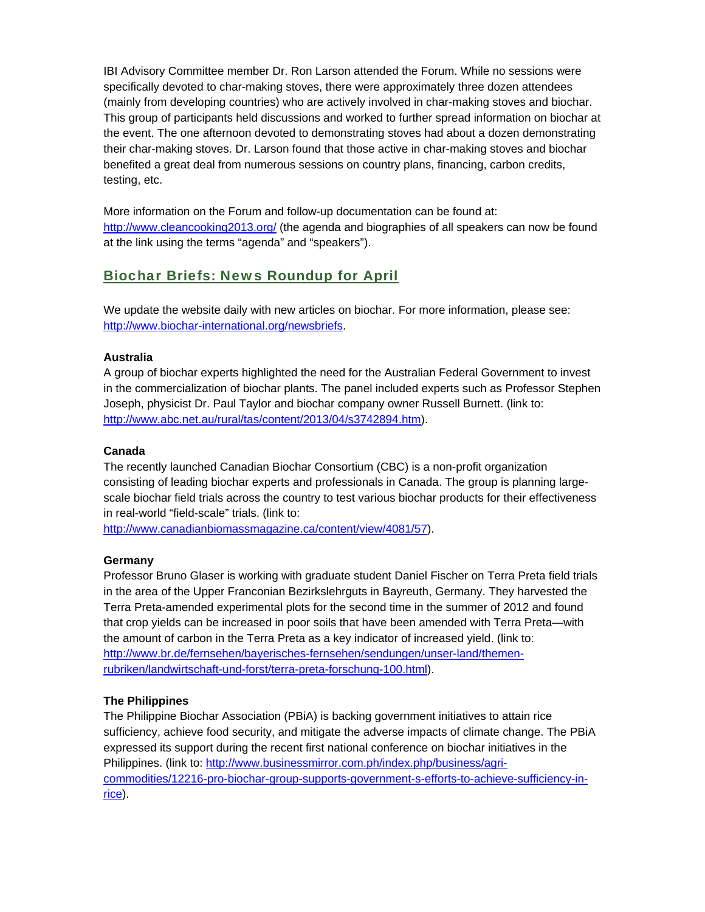IBI Advisory Committee member Dr. Ron Larson attended the Forum. While no sessions were specifically devoted to char-making stoves, there were approximately three dozen attendees (mainly from developing countries) who are actively involved in char-making stoves and biochar. This group of participants held discussions and worked to further spread information on biochar at the event. The one afternoon devoted to demonstrating stoves had about a dozen demonstrating their char-making stoves. Dr. Larson found that those active in char-making stoves and biochar benefited a great deal from numerous sessions on country plans, financing, carbon credits, testing, etc.

More information on the Forum and follow-up documentation can be found at: http://www.cleancooking2013.org/ (the agenda and biographies of all speakers can now be found at the link using the terms "agenda" and "speakers").

## Biochar Briefs: News Roundup for April

We update the website daily with new articles on biochar. For more information, please see: http://www.biochar-international.org/newsbriefs.

**Australia**
A group of biochar experts highlighted the need for the Australian Federal Government to invest in the commercialization of biochar plants. The panel included experts such as Professor Stephen Joseph, physicist Dr. Paul Taylor and biochar company owner Russell Burnett. (link to: http://www.abc.net.au/rural/tas/content/2013/04/s3742894.htm).

**Canada**
The recently launched Canadian Biochar Consortium (CBC) is a non-profit organization consisting of leading biochar experts and professionals in Canada. The group is planning large-scale biochar field trials across the country to test various biochar products for their effectiveness in real-world "field-scale" trials. (link to: http://www.canadianbiomassmagazine.ca/content/view/4081/57).

**Germany**
Professor Bruno Glaser is working with graduate student Daniel Fischer on Terra Preta field trials in the area of the Upper Franconian Bezirkslehrguts in Bayreuth, Germany. They harvested the Terra Preta-amended experimental plots for the second time in the summer of 2012 and found that crop yields can be increased in poor soils that have been amended with Terra Preta—with the amount of carbon in the Terra Preta as a key indicator of increased yield. (link to: http://www.br.de/fernsehen/bayerisches-fernsehen/sendungen/unser-land/themen-rubriken/landwirtschaft-und-forst/terra-preta-forschung-100.html).

**The Philippines**
The Philippine Biochar Association (PBiA) is backing government initiatives to attain rice sufficiency, achieve food security, and mitigate the adverse impacts of climate change. The PBiA expressed its support during the recent first national conference on biochar initiatives in the Philippines. (link to: http://www.businessmirror.com.ph/index.php/business/agri-commodities/12216-pro-biochar-group-supports-government-s-efforts-to-achieve-sufficiency-in-rice).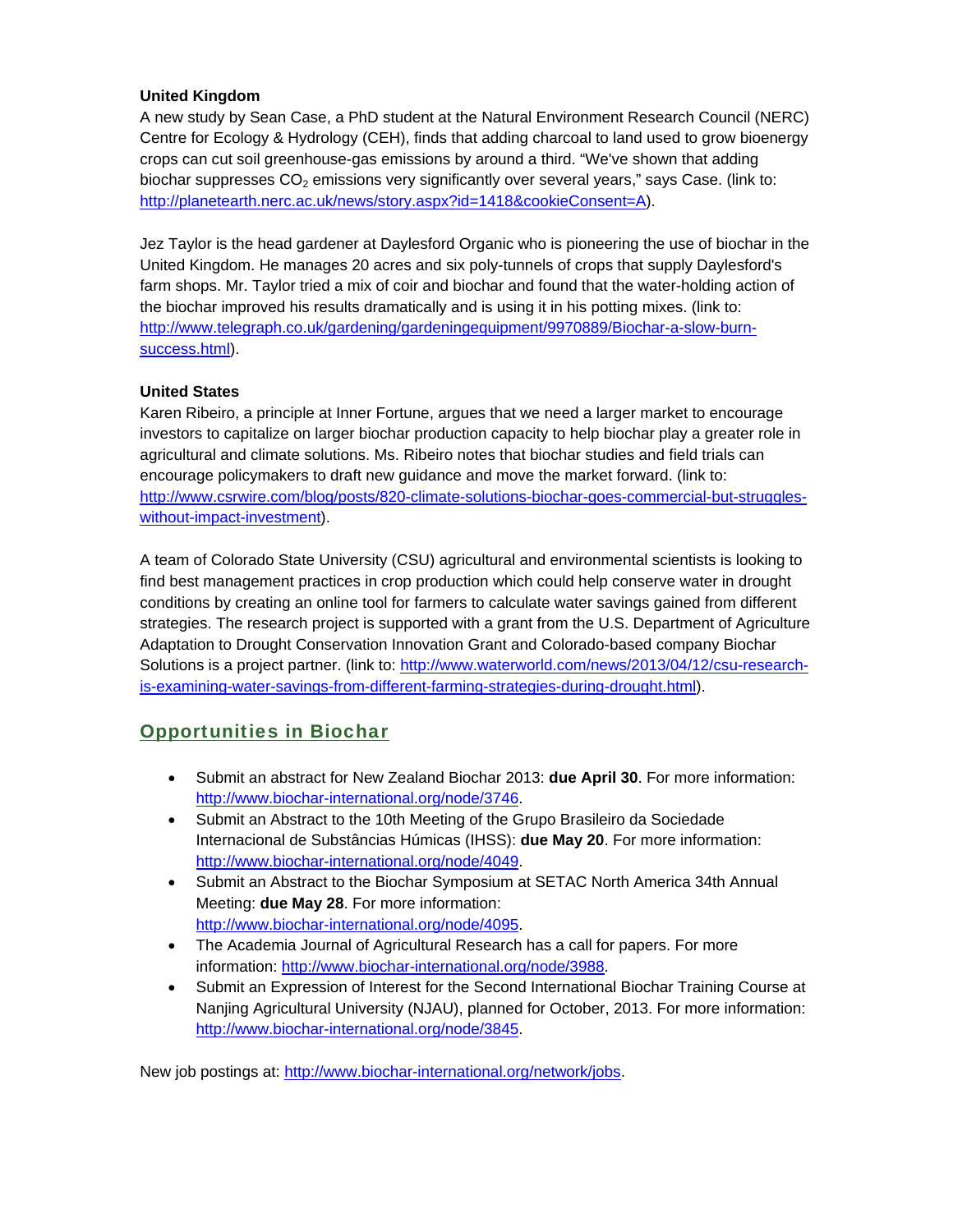**United Kingdom**

A new study by Sean Case, a PhD student at the Natural Environment Research Council (NERC) Centre for Ecology & Hydrology (CEH), finds that adding charcoal to land used to grow bioenergy crops can cut soil greenhouse-gas emissions by around a third. "We've shown that adding biochar suppresses $CO_2$ emissions very significantly over several years," says Case. (link to: http://planetearth.nerc.ac.uk/news/story.aspx?id=1418&cookieConsent=A).

Jez Taylor is the head gardener at Daylesford Organic who is pioneering the use of biochar in the United Kingdom. He manages 20 acres and six poly-tunnels of crops that supply Daylesford's farm shops. Mr. Taylor tried a mix of coir and biochar and found that the water-holding action of the biochar improved his results dramatically and is using it in his potting mixes. (link to: http://www.telegraph.co.uk/gardening/gardeningequipment/9970889/Biochar-a-slow-burn-success.html).

**United States**

Karen Ribeiro, a principle at Inner Fortune, argues that we need a larger market to encourage investors to capitalize on larger biochar production capacity to help biochar play a greater role in agricultural and climate solutions. Ms. Ribeiro notes that biochar studies and field trials can encourage policymakers to draft new guidance and move the market forward. (link to: http://www.csrwire.com/blog/posts/820-climate-solutions-biochar-goes-commercial-but-struggles-without-impact-investment).

A team of Colorado State University (CSU) agricultural and environmental scientists is looking to find best management practices in crop production which could help conserve water in drought conditions by creating an online tool for farmers to calculate water savings gained from different strategies. The research project is supported with a grant from the U.S. Department of Agriculture Adaptation to Drought Conservation Innovation Grant and Colorado-based company Biochar Solutions is a project partner. (link to: http://www.waterworld.com/news/2013/04/12/csu-research-is-examining-water-savings-from-different-farming-strategies-during-drought.html).

## Opportunities in Biochar

- Submit an abstract for New Zealand Biochar 2013: **due April 30**. For more information: http://www.biochar-international.org/node/3746.
- Submit an Abstract to the 10th Meeting of the Grupo Brasileiro da Sociedade Internacional de Substâncias Húmicas (IHSS): **due May 20**. For more information: http://www.biochar-international.org/node/4049.
- Submit an Abstract to the Biochar Symposium at SETAC North America 34th Annual Meeting: **due May 28**. For more information: http://www.biochar-international.org/node/4095.
- The Academia Journal of Agricultural Research has a call for papers. For more information: http://www.biochar-international.org/node/3988.
- Submit an Expression of Interest for the Second International Biochar Training Course at Nanjing Agricultural University (NJAU), planned for October, 2013. For more information: http://www.biochar-international.org/node/3845.

New job postings at: http://www.biochar-international.org/network/jobs.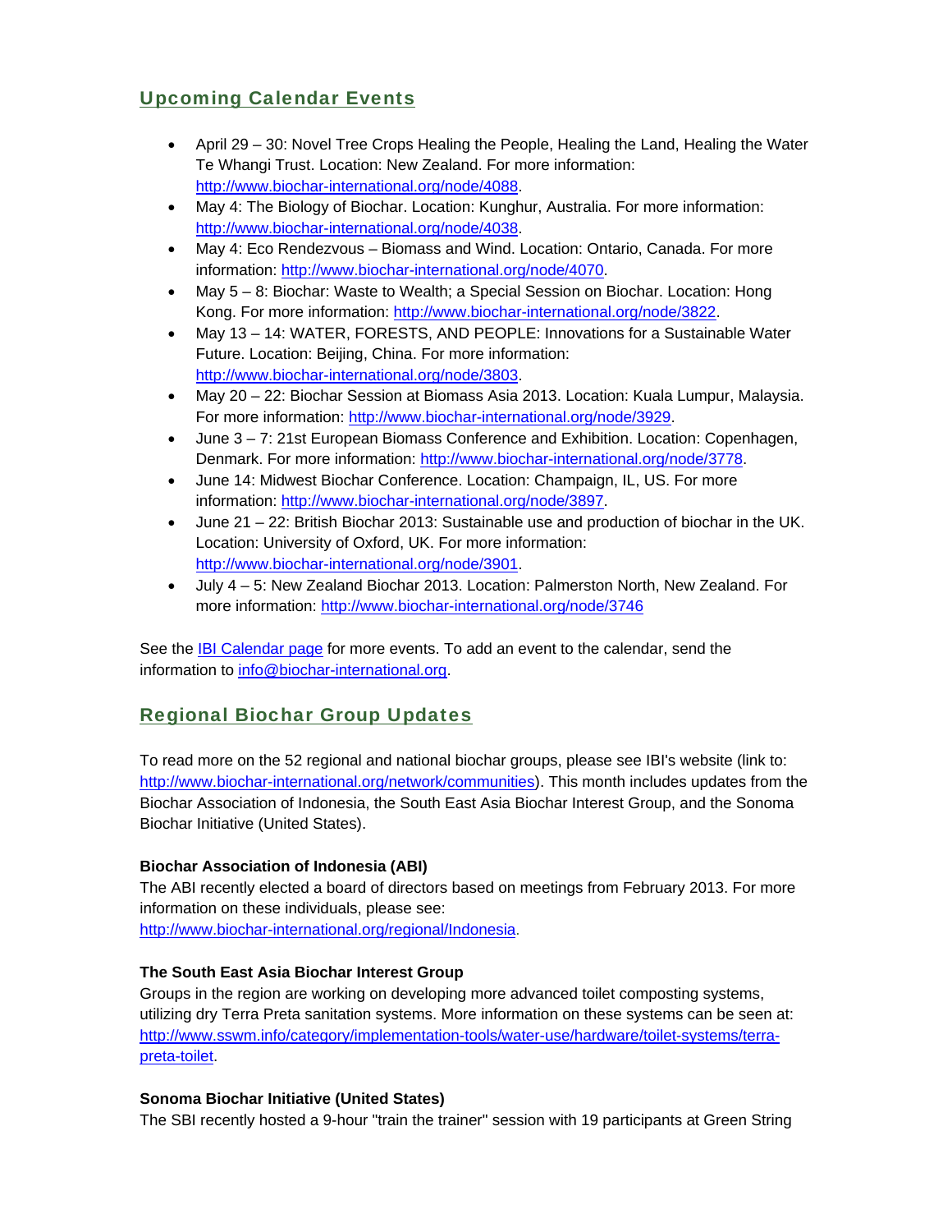## Upcoming Calendar Events

- April 29 – 30: Novel Tree Crops Healing the People, Healing the Land, Healing the Water Te Whangi Trust. Location: New Zealand. For more information: http://www.biochar-international.org/node/4088.
- May 4: The Biology of Biochar. Location: Kunghur, Australia. For more information: http://www.biochar-international.org/node/4038.
- May 4: Eco Rendezvous – Biomass and Wind. Location: Ontario, Canada. For more information: http://www.biochar-international.org/node/4070.
- May 5 – 8: Biochar: Waste to Wealth; a Special Session on Biochar. Location: Hong Kong. For more information: http://www.biochar-international.org/node/3822.
- May 13 – 14: WATER, FORESTS, AND PEOPLE: Innovations for a Sustainable Water Future. Location: Beijing, China. For more information: http://www.biochar-international.org/node/3803.
- May 20 – 22: Biochar Session at Biomass Asia 2013. Location: Kuala Lumpur, Malaysia. For more information: http://www.biochar-international.org/node/3929.
- June 3 – 7: 21st European Biomass Conference and Exhibition. Location: Copenhagen, Denmark. For more information: http://www.biochar-international.org/node/3778.
- June 14: Midwest Biochar Conference. Location: Champaign, IL, US. For more information: http://www.biochar-international.org/node/3897.
- June 21 – 22: British Biochar 2013: Sustainable use and production of biochar in the UK. Location: University of Oxford, UK. For more information: http://www.biochar-international.org/node/3901.
- July 4 – 5: New Zealand Biochar 2013. Location: Palmerston North, New Zealand. For more information: http://www.biochar-international.org/node/3746

See the IBI Calendar page for more events. To add an event to the calendar, send the information to info@biochar-international.org.

## Regional Biochar Group Updates

To read more on the 52 regional and national biochar groups, please see IBI's website (link to: http://www.biochar-international.org/network/communities). This month includes updates from the Biochar Association of Indonesia, the South East Asia Biochar Interest Group, and the Sonoma Biochar Initiative (United States).

**Biochar Association of Indonesia (ABI)**
The ABI recently elected a board of directors based on meetings from February 2013. For more information on these individuals, please see: http://www.biochar-international.org/regional/Indonesia.

**The South East Asia Biochar Interest Group**
Groups in the region are working on developing more advanced toilet composting systems, utilizing dry Terra Preta sanitation systems. More information on these systems can be seen at: http://www.sswm.info/category/implementation-tools/water-use/hardware/toilet-systems/terra-preta-toilet.

**Sonoma Biochar Initiative (United States)**
The SBI recently hosted a 9-hour "train the trainer" session with 19 participants at Green String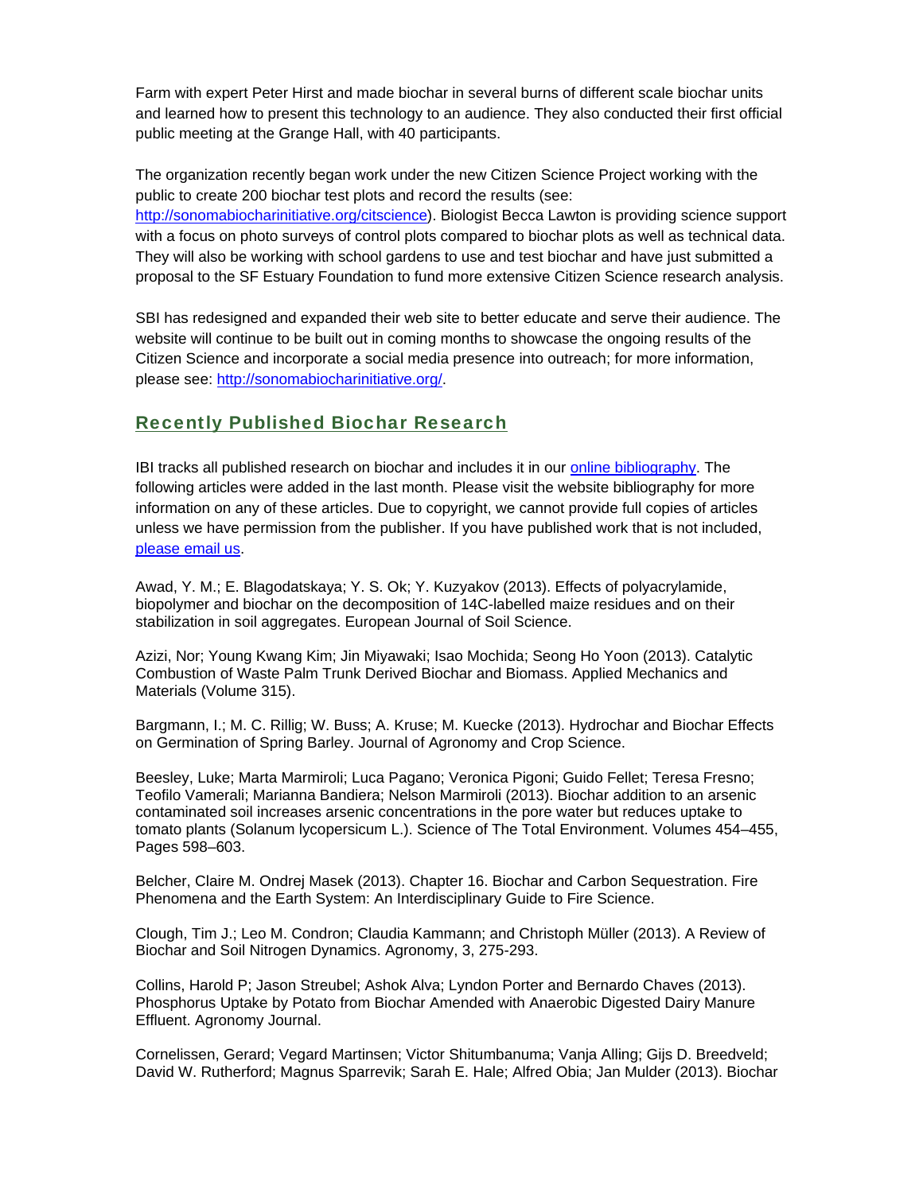Farm with expert Peter Hirst and made biochar in several burns of different scale biochar units and learned how to present this technology to an audience. They also conducted their first official public meeting at the Grange Hall, with 40 participants.

The organization recently began work under the new Citizen Science Project working with the public to create 200 biochar test plots and record the results (see: http://sonomabiocharinitiative.org/citscience). Biologist Becca Lawton is providing science support with a focus on photo surveys of control plots compared to biochar plots as well as technical data. They will also be working with school gardens to use and test biochar and have just submitted a proposal to the SF Estuary Foundation to fund more extensive Citizen Science research analysis.

SBI has redesigned and expanded their web site to better educate and serve their audience. The website will continue to be built out in coming months to showcase the ongoing results of the Citizen Science and incorporate a social media presence into outreach; for more information, please see: http://sonomabiocharinitiative.org/.

## Recently Published Biochar Research

IBI tracks all published research on biochar and includes it in our online bibliography. The following articles were added in the last month. Please visit the website bibliography for more information on any of these articles. Due to copyright, we cannot provide full copies of articles unless we have permission from the publisher. If you have published work that is not included, please email us.

Awad, Y. M.; E. Blagodatskaya; Y. S. Ok; Y. Kuzyakov (2013). Effects of polyacrylamide, biopolymer and biochar on the decomposition of 14C-labelled maize residues and on their stabilization in soil aggregates. European Journal of Soil Science.

Azizi, Nor; Young Kwang Kim; Jin Miyawaki; Isao Mochida; Seong Ho Yoon (2013). Catalytic Combustion of Waste Palm Trunk Derived Biochar and Biomass. Applied Mechanics and Materials (Volume 315).

Bargmann, I.; M. C. Rillig; W. Buss; A. Kruse; M. Kuecke (2013). Hydrochar and Biochar Effects on Germination of Spring Barley. Journal of Agronomy and Crop Science.

Beesley, Luke; Marta Marmiroli; Luca Pagano; Veronica Pigoni; Guido Fellet; Teresa Fresno; Teofilo Vamerali; Marianna Bandiera; Nelson Marmiroli (2013). Biochar addition to an arsenic contaminated soil increases arsenic concentrations in the pore water but reduces uptake to tomato plants (Solanum lycopersicum L.). Science of The Total Environment. Volumes 454–455, Pages 598–603.

Belcher, Claire M. Ondrej Masek (2013). Chapter 16. Biochar and Carbon Sequestration. Fire Phenomena and the Earth System: An Interdisciplinary Guide to Fire Science.

Clough, Tim J.; Leo M. Condron; Claudia Kammann; and Christoph Müller (2013). A Review of Biochar and Soil Nitrogen Dynamics. Agronomy, 3, 275-293.

Collins, Harold P; Jason Streubel; Ashok Alva; Lyndon Porter and Bernardo Chaves (2013). Phosphorus Uptake by Potato from Biochar Amended with Anaerobic Digested Dairy Manure Effluent. Agronomy Journal.

Cornelissen, Gerard; Vegard Martinsen; Victor Shitumbanuma; Vanja Alling; Gijs D. Breedveld; David W. Rutherford; Magnus Sparrevik; Sarah E. Hale; Alfred Obia; Jan Mulder (2013). Biochar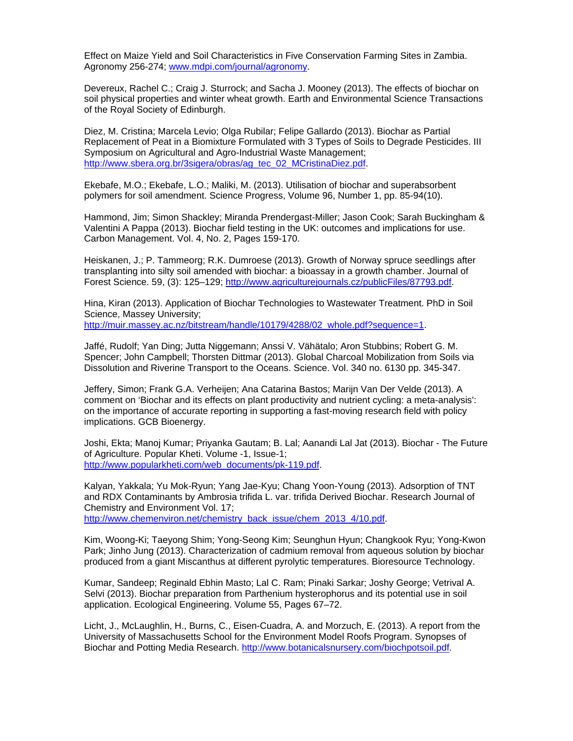Effect on Maize Yield and Soil Characteristics in Five Conservation Farming Sites in Zambia. Agronomy 256-274; www.mdpi.com/journal/agronomy.

Devereux, Rachel C.; Craig J. Sturrock; and Sacha J. Mooney (2013). The effects of biochar on soil physical properties and winter wheat growth. Earth and Environmental Science Transactions of the Royal Society of Edinburgh.

Diez, M. Cristina; Marcela Levio; Olga Rubilar; Felipe Gallardo (2013). Biochar as Partial Replacement of Peat in a Biomixture Formulated with 3 Types of Soils to Degrade Pesticides. III Symposium on Agricultural and Agro-Industrial Waste Management; http://www.sbera.org.br/3sigera/obras/ag_tec_02_MCristinaDiez.pdf.

Ekebafe, M.O.; Ekebafe, L.O.; Maliki, M. (2013). Utilisation of biochar and superabsorbent polymers for soil amendment. Science Progress, Volume 96, Number 1, pp. 85-94(10).

Hammond, Jim; Simon Shackley; Miranda Prendergast-Miller; Jason Cook; Sarah Buckingham & Valentini A Pappa (2013). Biochar field testing in the UK: outcomes and implications for use. Carbon Management. Vol. 4, No. 2, Pages 159-170.

Heiskanen, J.; P. Tammeorg; R.K. Dumroese (2013). Growth of Norway spruce seedlings after transplanting into silty soil amended with biochar: a bioassay in a growth chamber. Journal of Forest Science. 59, (3): 125–129; http://www.agriculturejournals.cz/publicFiles/87793.pdf.

Hina, Kiran (2013). Application of Biochar Technologies to Wastewater Treatment. PhD in Soil Science, Massey University; http://muir.massey.ac.nz/bitstream/handle/10179/4288/02_whole.pdf?sequence=1.

Jaffé, Rudolf; Yan Ding; Jutta Niggemann; Anssi V. Vähätalo; Aron Stubbins; Robert G. M. Spencer; John Campbell; Thorsten Dittmar (2013). Global Charcoal Mobilization from Soils via Dissolution and Riverine Transport to the Oceans. Science. Vol. 340 no. 6130 pp. 345-347.

Jeffery, Simon; Frank G.A. Verheijen; Ana Catarina Bastos; Marijn Van Der Velde (2013). A comment on 'Biochar and its effects on plant productivity and nutrient cycling: a meta-analysis': on the importance of accurate reporting in supporting a fast-moving research field with policy implications. GCB Bioenergy.

Joshi, Ekta; Manoj Kumar; Priyanka Gautam; B. Lal; Aanandi Lal Jat (2013). Biochar - The Future of Agriculture. Popular Kheti. Volume -1, Issue-1; http://www.popularkheti.com/web_documents/pk-119.pdf.

Kalyan, Yakkala; Yu Mok-Ryun; Yang Jae-Kyu; Chang Yoon-Young (2013). Adsorption of TNT and RDX Contaminants by Ambrosia trifida L. var. trifida Derived Biochar. Research Journal of Chemistry and Environment Vol. 17; http://www.chemenviron.net/chemistry_back_issue/chem_2013_4/10.pdf.

Kim, Woong-Ki; Taeyong Shim; Yong-Seong Kim; Seunghun Hyun; Changkook Ryu; Yong-Kwon Park; Jinho Jung (2013). Characterization of cadmium removal from aqueous solution by biochar produced from a giant Miscanthus at different pyrolytic temperatures. Bioresource Technology.

Kumar, Sandeep; Reginald Ebhin Masto; Lal C. Ram; Pinaki Sarkar; Joshy George; Vetrival A. Selvi (2013). Biochar preparation from Parthenium hysterophorus and its potential use in soil application. Ecological Engineering. Volume 55, Pages 67–72.

Licht, J., McLaughlin, H., Burns, C., Eisen-Cuadra, A. and Morzuch, E. (2013). A report from the University of Massachusetts School for the Environment Model Roofs Program. Synopses of Biochar and Potting Media Research. http://www.botanicalsnursery.com/biochpotsoil.pdf.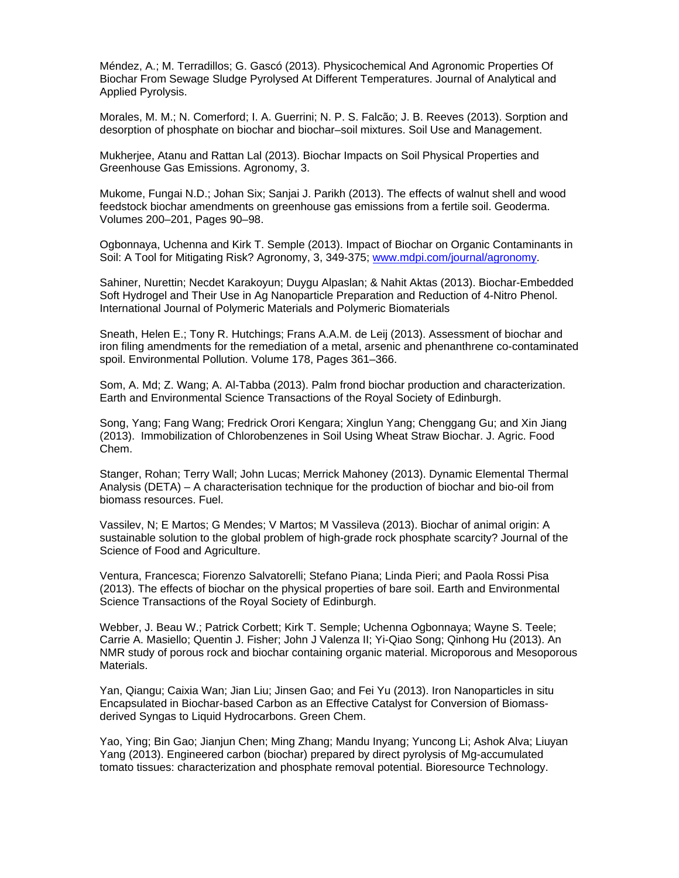Méndez, A.; M. Terradillos; G. Gascó (2013). Physicochemical And Agronomic Properties Of Biochar From Sewage Sludge Pyrolysed At Different Temperatures. Journal of Analytical and Applied Pyrolysis.

Morales, M. M.; N. Comerford; I. A. Guerrini; N. P. S. Falcão; J. B. Reeves (2013). Sorption and desorption of phosphate on biochar and biochar–soil mixtures. Soil Use and Management.

Mukherjee, Atanu and Rattan Lal (2013). Biochar Impacts on Soil Physical Properties and Greenhouse Gas Emissions. Agronomy, 3.

Mukome, Fungai N.D.; Johan Six; Sanjai J. Parikh (2013). The effects of walnut shell and wood feedstock biochar amendments on greenhouse gas emissions from a fertile soil. Geoderma. Volumes 200–201, Pages 90–98.

Ogbonnaya, Uchenna and Kirk T. Semple (2013). Impact of Biochar on Organic Contaminants in Soil: A Tool for Mitigating Risk? Agronomy, 3, 349-375; www.mdpi.com/journal/agronomy.

Sahiner, Nurettin; Necdet Karakoyun; Duygu Alpaslan; & Nahit Aktas (2013). Biochar-Embedded Soft Hydrogel and Their Use in Ag Nanoparticle Preparation and Reduction of 4-Nitro Phenol. International Journal of Polymeric Materials and Polymeric Biomaterials

Sneath, Helen E.; Tony R. Hutchings; Frans A.A.M. de Leij (2013). Assessment of biochar and iron filing amendments for the remediation of a metal, arsenic and phenanthrene co-contaminated spoil. Environmental Pollution. Volume 178, Pages 361–366.

Som, A. Md; Z. Wang; A. Al-Tabba (2013). Palm frond biochar production and characterization. Earth and Environmental Science Transactions of the Royal Society of Edinburgh.

Song, Yang; Fang Wang; Fredrick Orori Kengara; Xinglun Yang; Chenggang Gu; and Xin Jiang (2013). Immobilization of Chlorobenzenes in Soil Using Wheat Straw Biochar. J. Agric. Food Chem.

Stanger, Rohan; Terry Wall; John Lucas; Merrick Mahoney (2013). Dynamic Elemental Thermal Analysis (DETA) – A characterisation technique for the production of biochar and bio-oil from biomass resources. Fuel.

Vassilev, N; E Martos; G Mendes; V Martos; M Vassileva (2013). Biochar of animal origin: A sustainable solution to the global problem of high-grade rock phosphate scarcity? Journal of the Science of Food and Agriculture.

Ventura, Francesca; Fiorenzo Salvatorelli; Stefano Piana; Linda Pieri; and Paola Rossi Pisa (2013). The effects of biochar on the physical properties of bare soil. Earth and Environmental Science Transactions of the Royal Society of Edinburgh.

Webber, J. Beau W.; Patrick Corbett; Kirk T. Semple; Uchenna Ogbonnaya; Wayne S. Teele; Carrie A. Masiello; Quentin J. Fisher; John J Valenza II; Yi-Qiao Song; Qinhong Hu (2013). An NMR study of porous rock and biochar containing organic material. Microporous and Mesoporous Materials.

Yan, Qiangu; Caixia Wan; Jian Liu; Jinsen Gao; and Fei Yu (2013). Iron Nanoparticles in situ Encapsulated in Biochar-based Carbon as an Effective Catalyst for Conversion of Biomass-derived Syngas to Liquid Hydrocarbons. Green Chem.

Yao, Ying; Bin Gao; Jianjun Chen; Ming Zhang; Mandu Inyang; Yuncong Li; Ashok Alva; Liuyan Yang (2013). Engineered carbon (biochar) prepared by direct pyrolysis of Mg-accumulated tomato tissues: characterization and phosphate removal potential. Bioresource Technology.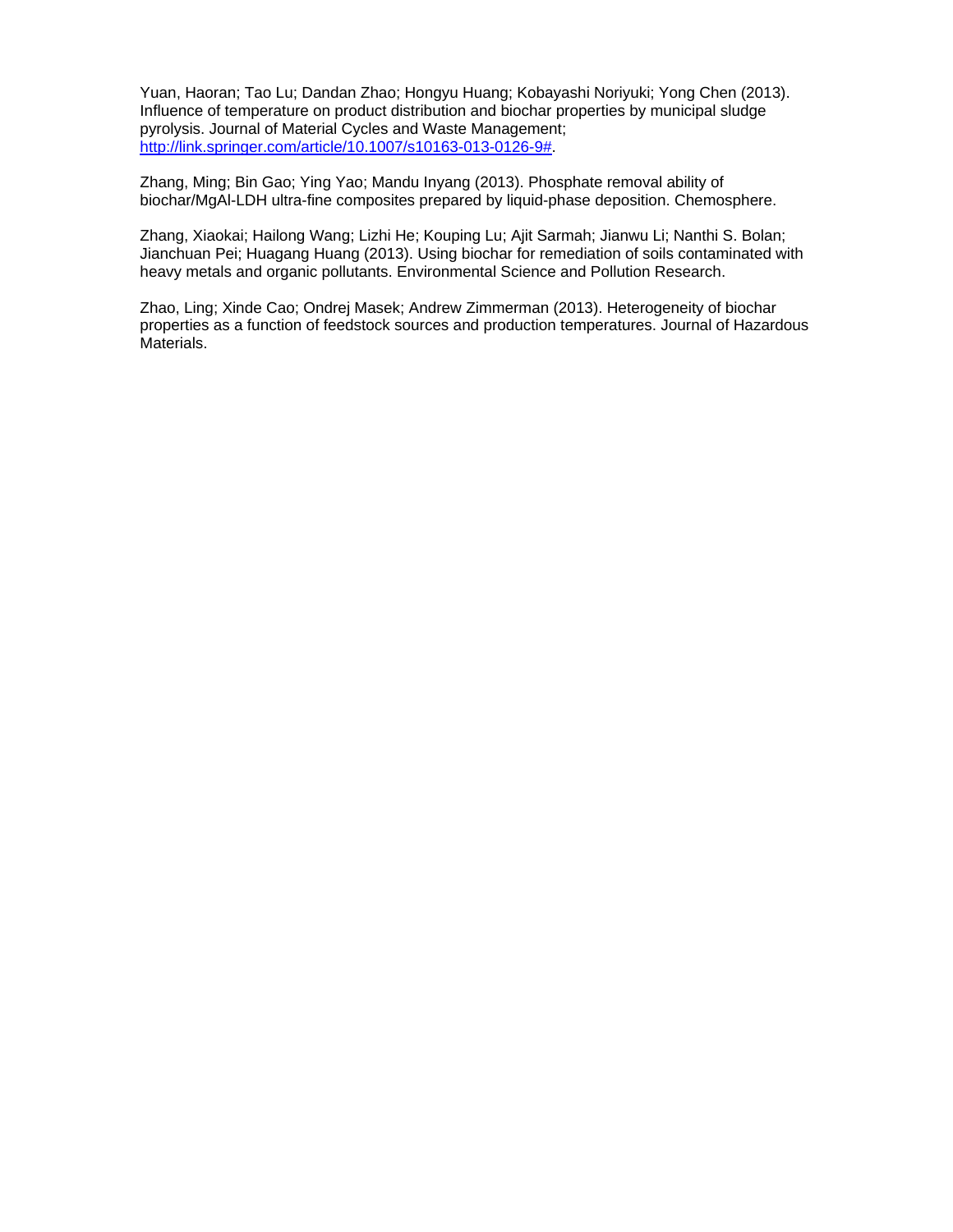Yuan, Haoran; Tao Lu; Dandan Zhao; Hongyu Huang; Kobayashi Noriyuki; Yong Chen (2013). Influence of temperature on product distribution and biochar properties by municipal sludge pyrolysis. Journal of Material Cycles and Waste Management; [http://link.springer.com/article/10.1007/s10163-013-0126-9#](http://link.springer.com/article/10.1007/s10163-013-0126-9#).

Zhang, Ming; Bin Gao; Ying Yao; Mandu Inyang (2013). Phosphate removal ability of biochar/MgAl-LDH ultra-fine composites prepared by liquid-phase deposition. Chemosphere.

Zhang, Xiaokai; Hailong Wang; Lizhi He; Kouping Lu; Ajit Sarmah; Jianwu Li; Nanthi S. Bolan; Jianchuan Pei; Huagang Huang (2013). Using biochar for remediation of soils contaminated with heavy metals and organic pollutants. Environmental Science and Pollution Research.

Zhao, Ling; Xinde Cao; Ondrej Masek; Andrew Zimmerman (2013). Heterogeneity of biochar properties as a function of feedstock sources and production temperatures. Journal of Hazardous Materials.